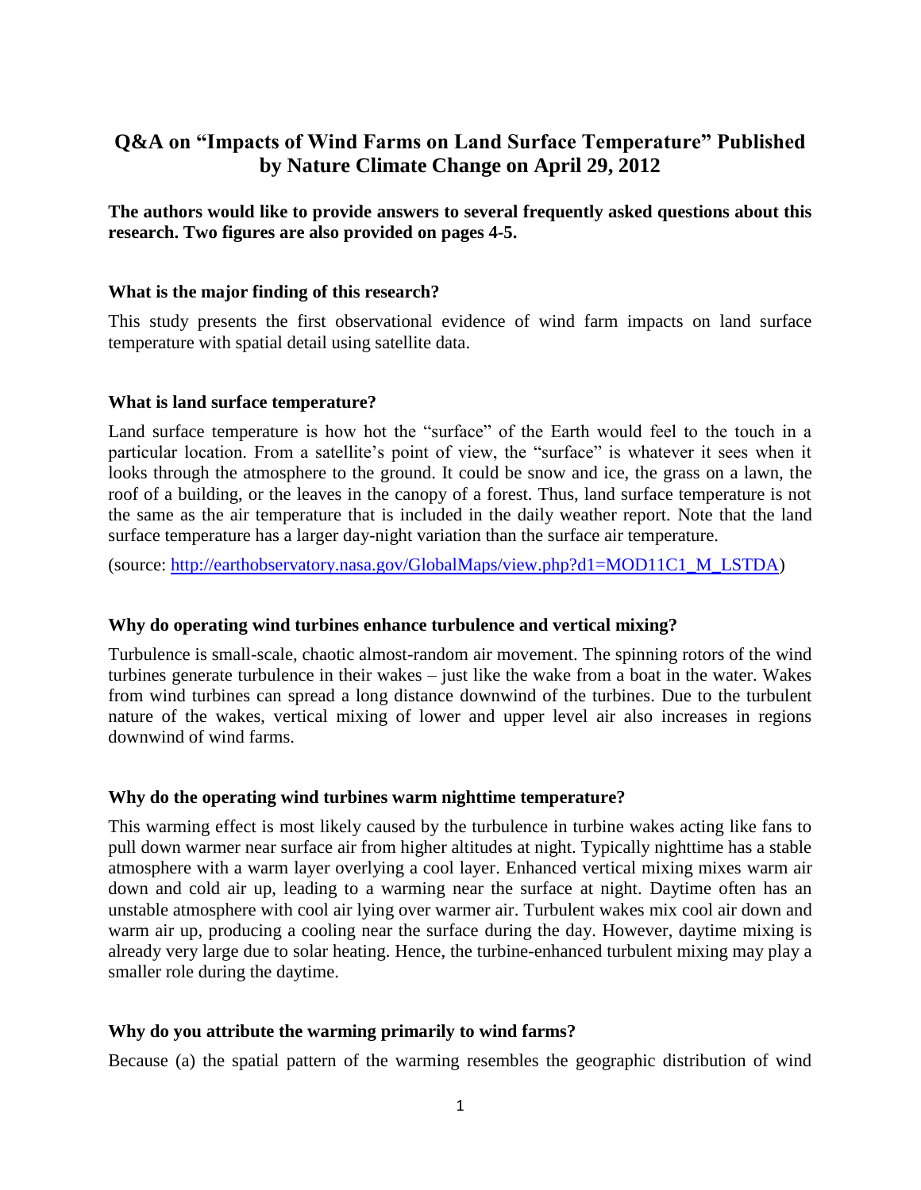# Q&A on "Impacts of Wind Farms on Land Surface Temperature" Published by Nature Climate Change on April 29, 2012

**The authors would like to provide answers to several frequently asked questions about this research. Two figures are also provided on pages 4-5.**

### What is the major finding of this research?

This study presents the first observational evidence of wind farm impacts on land surface temperature with spatial detail using satellite data.

### What is land surface temperature?

Land surface temperature is how hot the "surface" of the Earth would feel to the touch in a particular location. From a satellite's point of view, the "surface" is whatever it sees when it looks through the atmosphere to the ground. It could be snow and ice, the grass on a lawn, the roof of a building, or the leaves in the canopy of a forest. Thus, land surface temperature is not the same as the air temperature that is included in the daily weather report. Note that the land surface temperature has a larger day-night variation than the surface air temperature.

(source: [http://earthobservatory.nasa.gov/GlobalMaps/view.php?d1=MOD11C1_M_LSTDA](http://earthobservatory.nasa.gov/GlobalMaps/view.php?d1=MOD11C1_M_LSTDA))

### Why do operating wind turbines enhance turbulence and vertical mixing?

Turbulence is small-scale, chaotic almost-random air movement. The spinning rotors of the wind turbines generate turbulence in their wakes – just like the wake from a boat in the water. Wakes from wind turbines can spread a long distance downwind of the turbines. Due to the turbulent nature of the wakes, vertical mixing of lower and upper level air also increases in regions downwind of wind farms.

### Why do the operating wind turbines warm nighttime temperature?

This warming effect is most likely caused by the turbulence in turbine wakes acting like fans to pull down warmer near surface air from higher altitudes at night. Typically nighttime has a stable atmosphere with a warm layer overlying a cool layer. Enhanced vertical mixing mixes warm air down and cold air up, leading to a warming near the surface at night. Daytime often has an unstable atmosphere with cool air lying over warmer air. Turbulent wakes mix cool air down and warm air up, producing a cooling near the surface during the day. However, daytime mixing is already very large due to solar heating. Hence, the turbine-enhanced turbulent mixing may play a smaller role during the daytime.

### Why do you attribute the warming primarily to wind farms?

Because (a) the spatial pattern of the warming resembles the geographic distribution of wind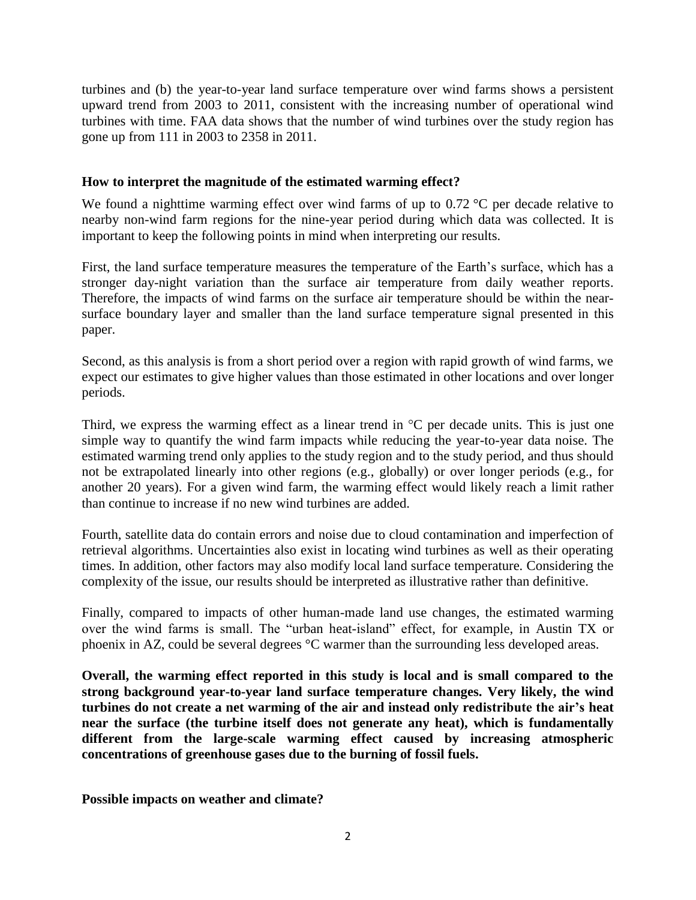turbines and (b) the year-to-year land surface temperature over wind farms shows a persistent upward trend from 2003 to 2011, consistent with the increasing number of operational wind turbines with time. FAA data shows that the number of wind turbines over the study region has gone up from 111 in 2003 to 2358 in 2011.

**How to interpret the magnitude of the estimated warming effect?**

We found a nighttime warming effect over wind farms of up to 0.72 °C per decade relative to nearby non-wind farm regions for the nine-year period during which data was collected. It is important to keep the following points in mind when interpreting our results.

First, the land surface temperature measures the temperature of the Earth's surface, which has a stronger day-night variation than the surface air temperature from daily weather reports. Therefore, the impacts of wind farms on the surface air temperature should be within the near-surface boundary layer and smaller than the land surface temperature signal presented in this paper.

Second, as this analysis is from a short period over a region with rapid growth of wind farms, we expect our estimates to give higher values than those estimated in other locations and over longer periods.

Third, we express the warming effect as a linear trend in °C per decade units. This is just one simple way to quantify the wind farm impacts while reducing the year-to-year data noise. The estimated warming trend only applies to the study region and to the study period, and thus should not be extrapolated linearly into other regions (e.g., globally) or over longer periods (e.g., for another 20 years). For a given wind farm, the warming effect would likely reach a limit rather than continue to increase if no new wind turbines are added.

Fourth, satellite data do contain errors and noise due to cloud contamination and imperfection of retrieval algorithms. Uncertainties also exist in locating wind turbines as well as their operating times. In addition, other factors may also modify local land surface temperature. Considering the complexity of the issue, our results should be interpreted as illustrative rather than definitive.

Finally, compared to impacts of other human-made land use changes, the estimated warming over the wind farms is small. The "urban heat-island" effect, for example, in Austin TX or phoenix in AZ, could be several degrees °C warmer than the surrounding less developed areas.

**Overall, the warming effect reported in this study is local and is small compared to the strong background year-to-year land surface temperature changes. Very likely, the wind turbines do not create a net warming of the air and instead only redistribute the air's heat near the surface (the turbine itself does not generate any heat), which is fundamentally different from the large-scale warming effect caused by increasing atmospheric concentrations of greenhouse gases due to the burning of fossil fuels.**

**Possible impacts on weather and climate?**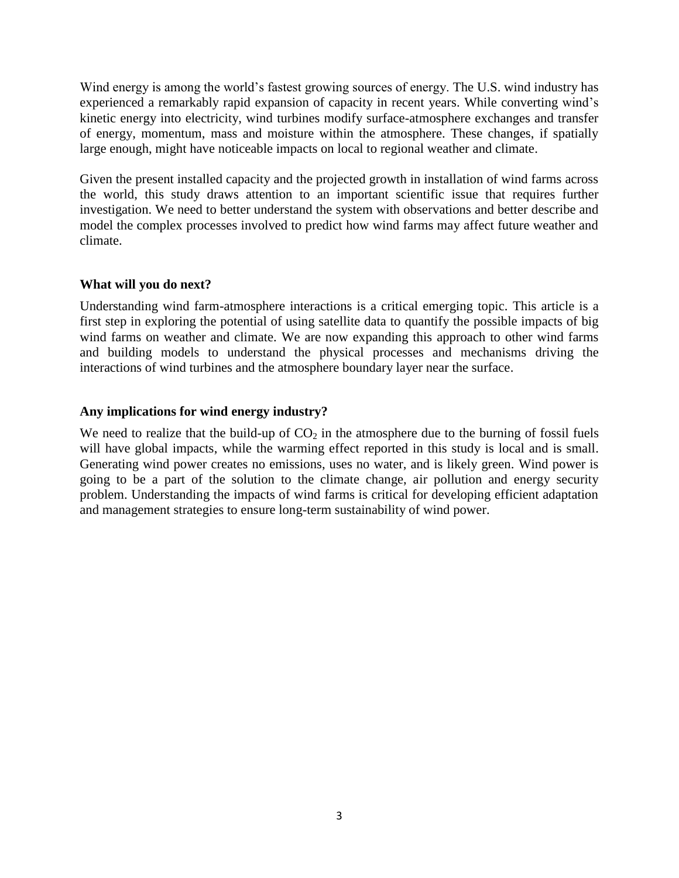Wind energy is among the world's fastest growing sources of energy. The U.S. wind industry has experienced a remarkably rapid expansion of capacity in recent years. While converting wind's kinetic energy into electricity, wind turbines modify surface-atmosphere exchanges and transfer of energy, momentum, mass and moisture within the atmosphere. These changes, if spatially large enough, might have noticeable impacts on local to regional weather and climate.

Given the present installed capacity and the projected growth in installation of wind farms across the world, this study draws attention to an important scientific issue that requires further investigation. We need to better understand the system with observations and better describe and model the complex processes involved to predict how wind farms may affect future weather and climate.

### What will you do next?

Understanding wind farm-atmosphere interactions is a critical emerging topic. This article is a first step in exploring the potential of using satellite data to quantify the possible impacts of big wind farms on weather and climate. We are now expanding this approach to other wind farms and building models to understand the physical processes and mechanisms driving the interactions of wind turbines and the atmosphere boundary layer near the surface.

### Any implications for wind energy industry?

We need to realize that the build-up of $CO_2$ in the atmosphere due to the burning of fossil fuels will have global impacts, while the warming effect reported in this study is local and is small. Generating wind power creates no emissions, uses no water, and is likely green. Wind power is going to be a part of the solution to the climate change, air pollution and energy security problem. Understanding the impacts of wind farms is critical for developing efficient adaptation and management strategies to ensure long-term sustainability of wind power.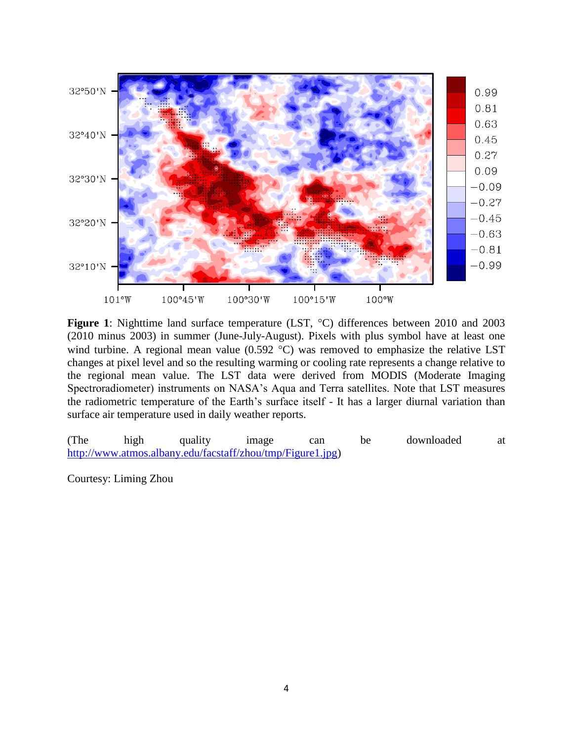**Figure 1**: Nighttime land surface temperature (LST, °C) differences between 2010 and 2003 (2010 minus 2003) in summer (June-July-August). Pixels with plus symbol have at least one wind turbine. A regional mean value (0.592 °C) was removed to emphasize the relative LST changes at pixel level and so the resulting warming or cooling rate represents a change relative to the regional mean value. The LST data were derived from MODIS (Moderate Imaging Spectroradiometer) instruments on NASA's Aqua and Terra satellites. Note that LST measures the radiometric temperature of the Earth's surface itself - It has a larger diurnal variation than surface air temperature used in daily weather reports.

(The high quality image can be downloaded at http://www.atmos.albany.edu/facstaff/zhou/tmp/Figure1.jpg)

Courtesy: Liming Zhou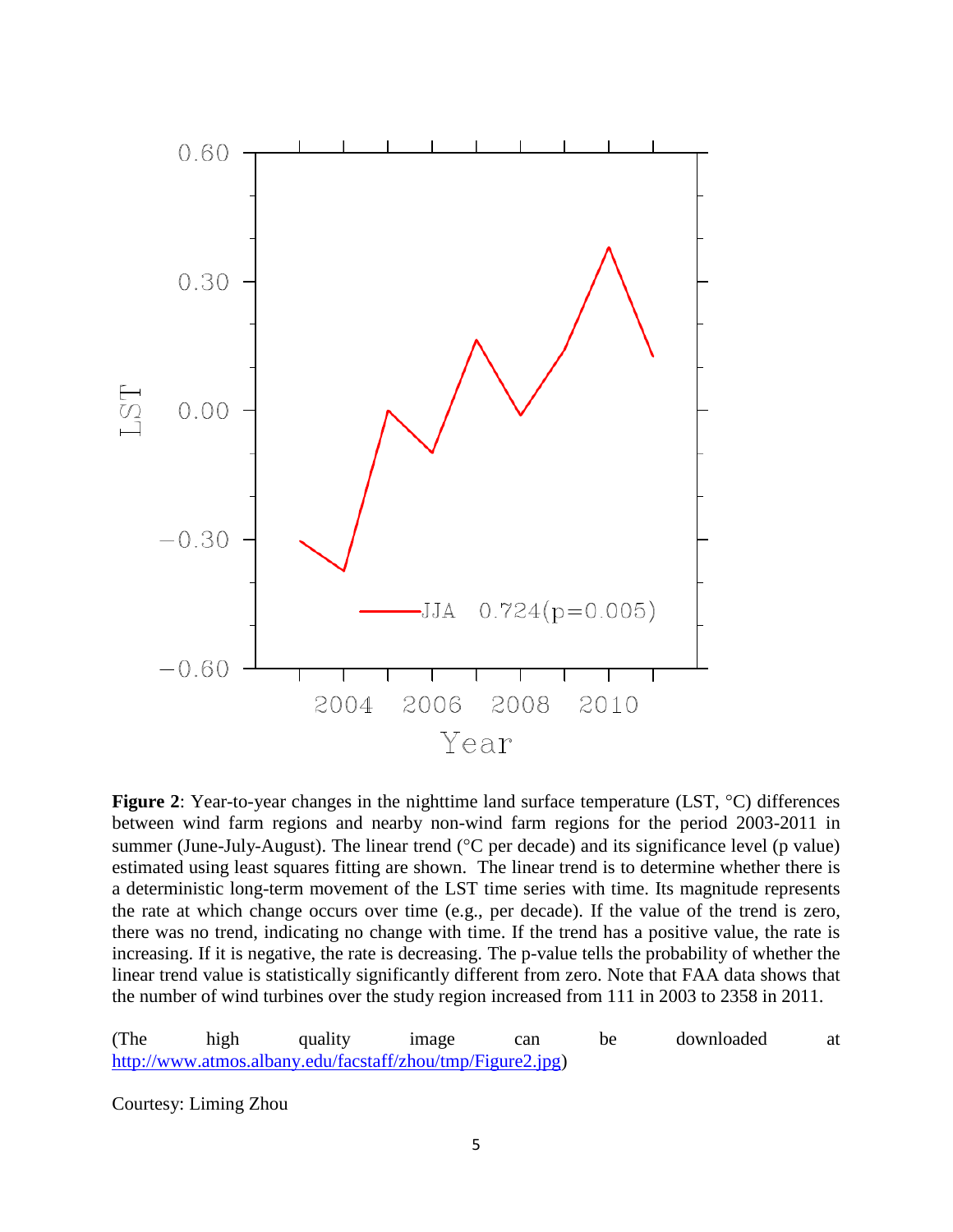0.60

0.30

0.00

−0.30

−0.60

LST

JJA 0.724(p=0.005)

2004 2006 2008 2010

Year

**Figure 2**: Year-to-year changes in the nighttime land surface temperature (LST, °C) differences between wind farm regions and nearby non-wind farm regions for the period 2003-2011 in summer (June-July-August). The linear trend (°C per decade) and its significance level (p value) estimated using least squares fitting are shown. The linear trend is to determine whether there is a deterministic long-term movement of the LST time series with time. Its magnitude represents the rate at which change occurs over time (e.g., per decade). If the value of the trend is zero, there was no trend, indicating no change with time. If the trend has a positive value, the rate is increasing. If it is negative, the rate is decreasing. The p-value tells the probability of whether the linear trend value is statistically significantly different from zero. Note that FAA data shows that the number of wind turbines over the study region increased from 111 in 2003 to 2358 in 2011.

(The high quality image can be downloaded at [http://www.atmos.albany.edu/facstaff/zhou/tmp/Figure2.jpg](http://www.atmos.albany.edu/facstaff/zhou/tmp/Figure2.jpg))

Courtesy: Liming Zhou